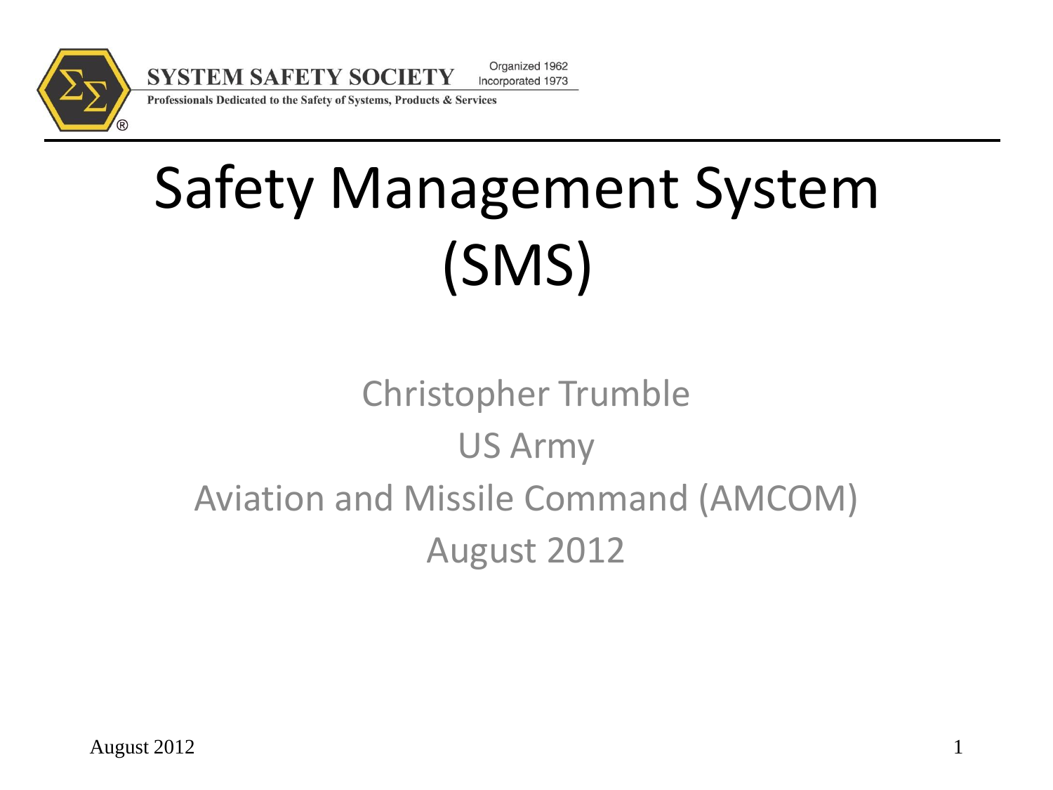SYSTEM SAFETY SOCIETY

Organized 1962
Incorporated 1973

Professionals Dedicated to the Safety of Systems, Products & Services

# Safety Management System (SMS)

Christopher Trumble

US Army

Aviation and Missile Command (AMCOM)

August 2012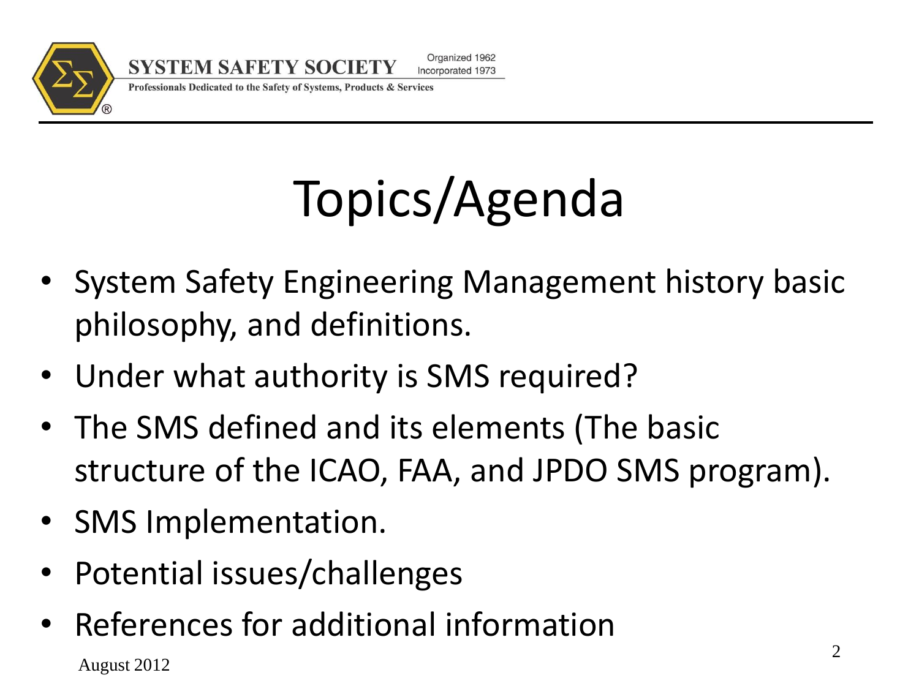# Topics/Agenda

- System Safety Engineering Management history basic philosophy, and definitions.
- Under what authority is SMS required?
- The SMS defined and its elements (The basic structure of the ICAO, FAA, and JPDO SMS program).
- SMS Implementation.
- Potential issues/challenges
- References for additional information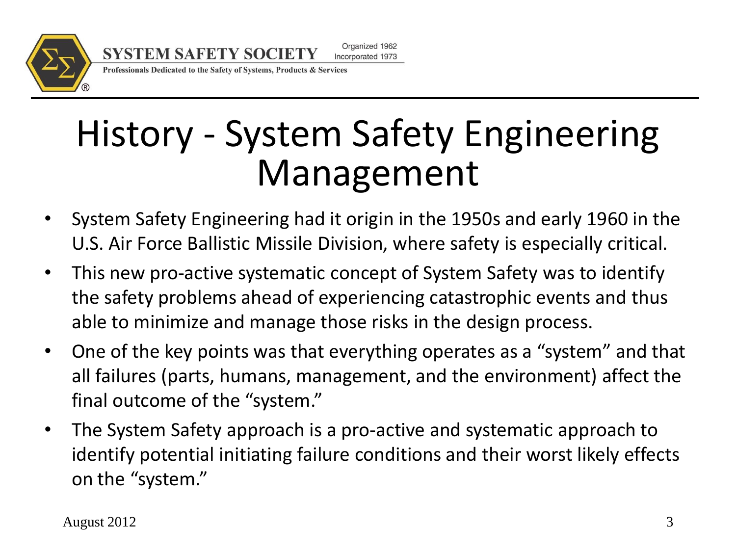# History - System Safety Engineering Management

- System Safety Engineering had it origin in the 1950s and early 1960 in the U.S. Air Force Ballistic Missile Division, where safety is especially critical.
- This new pro-active systematic concept of System Safety was to identify the safety problems ahead of experiencing catastrophic events and thus able to minimize and manage those risks in the design process.
- One of the key points was that everything operates as a "system" and that all failures (parts, humans, management, and the environment) affect the final outcome of the "system."
- The System Safety approach is a pro-active and systematic approach to identify potential initiating failure conditions and their worst likely effects on the "system."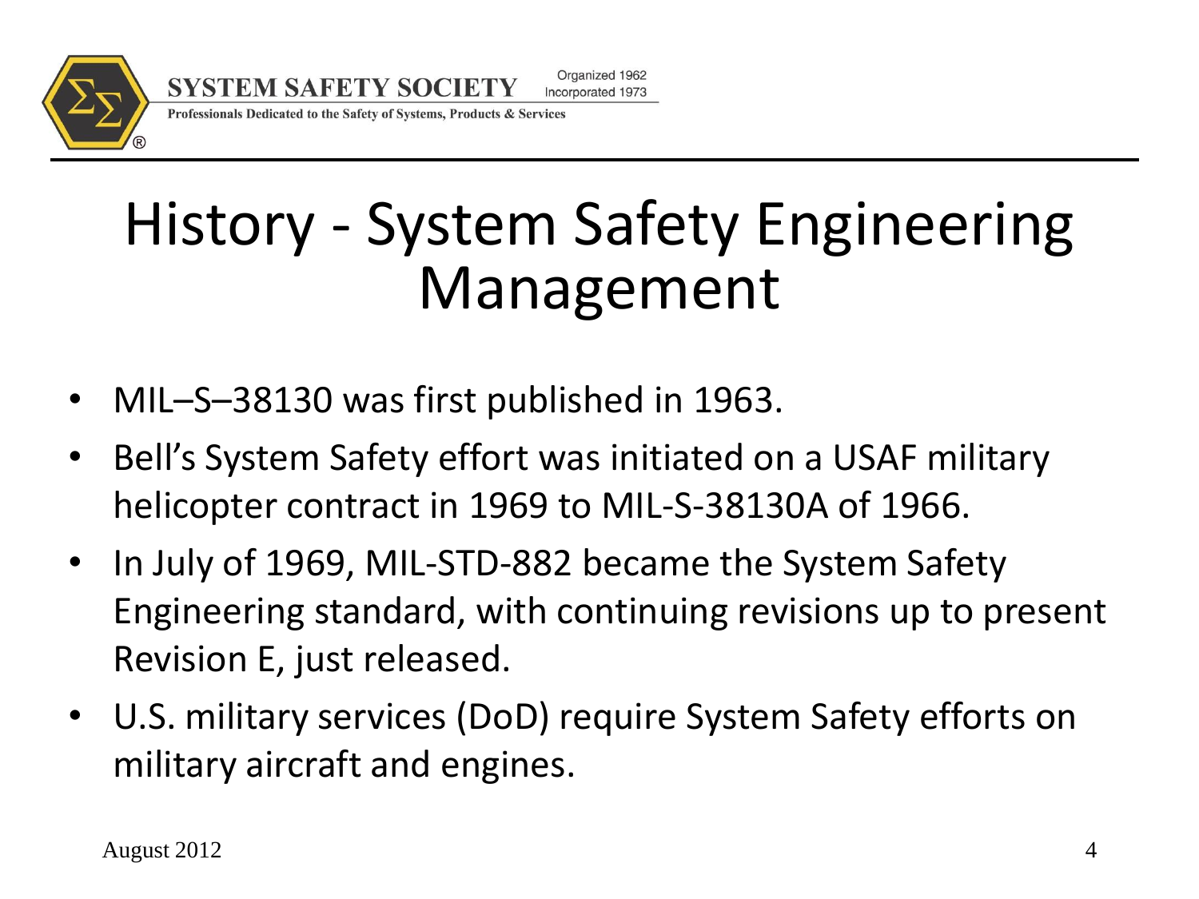# History - System Safety Engineering Management

- MIL–S–38130 was first published in 1963.
- Bell's System Safety effort was initiated on a USAF military helicopter contract in 1969 to MIL-S-38130A of 1966.
- In July of 1969, MIL-STD-882 became the System Safety Engineering standard, with continuing revisions up to present Revision E, just released.
- U.S. military services (DoD) require System Safety efforts on military aircraft and engines.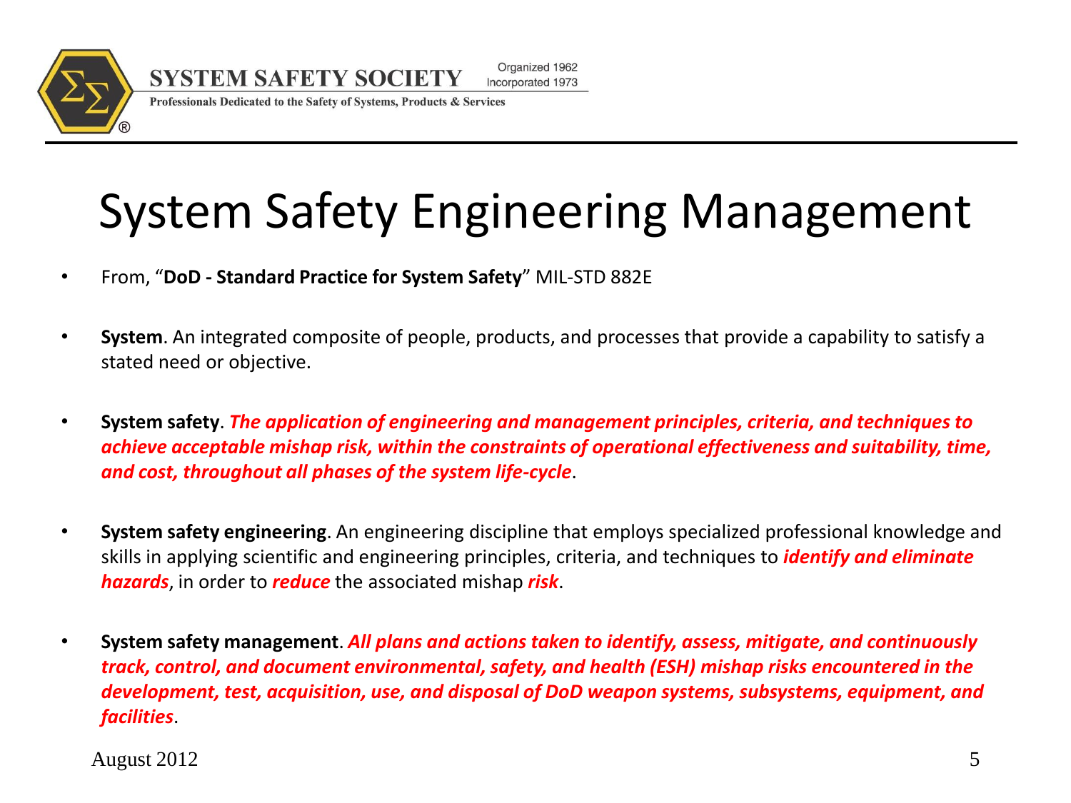# System Safety Engineering Management

- From, "**DoD - Standard Practice for System Safety**" MIL-STD 882E

- **System**. An integrated composite of people, products, and processes that provide a capability to satisfy a stated need or objective.

- **System safety**. ***The application of engineering and management principles, criteria, and techniques to achieve acceptable mishap risk, within the constraints of operational effectiveness and suitability, time, and cost, throughout all phases of the system life-cycle***.

- **System safety engineering**. An engineering discipline that employs specialized professional knowledge and skills in applying scientific and engineering principles, criteria, and techniques to ***identify and eliminate hazards***, in order to ***reduce*** the associated mishap ***risk***.

- **System safety management**. ***All plans and actions taken to identify, assess, mitigate, and continuously track, control, and document environmental, safety, and health (ESH) mishap risks encountered in the development, test, acquisition, use, and disposal of DoD weapon systems, subsystems, equipment, and facilities***.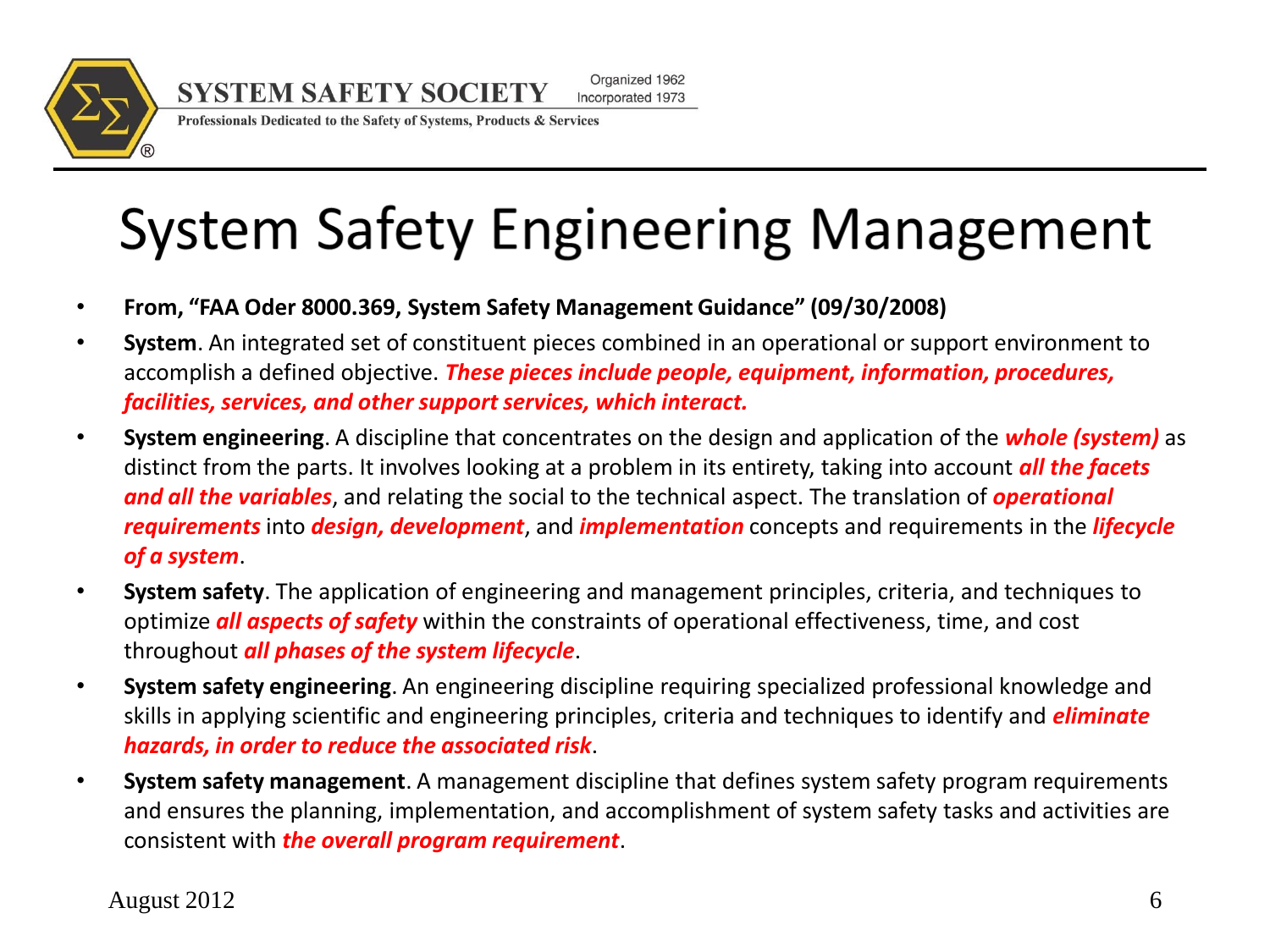# System Safety Engineering Management

- **From, "FAA Oder 8000.369, System Safety Management Guidance" (09/30/2008)**
- **System**. An integrated set of constituent pieces combined in an operational or support environment to accomplish a defined objective. ***These pieces include people, equipment, information, procedures, facilities, services, and other support services, which interact.***
- **System engineering**. A discipline that concentrates on the design and application of the ***whole (system)*** as distinct from the parts. It involves looking at a problem in its entirety, taking into account ***all the facets and all the variables***, and relating the social to the technical aspect. The translation of ***operational requirements*** into ***design, development***, and ***implementation*** concepts and requirements in the ***lifecycle of a system***.
- **System safety**. The application of engineering and management principles, criteria, and techniques to optimize ***all aspects of safety*** within the constraints of operational effectiveness, time, and cost throughout ***all phases of the system lifecycle***.
- **System safety engineering**. An engineering discipline requiring specialized professional knowledge and skills in applying scientific and engineering principles, criteria and techniques to identify and ***eliminate hazards, in order to reduce the associated risk***.
- **System safety management**. A management discipline that defines system safety program requirements and ensures the planning, implementation, and accomplishment of system safety tasks and activities are consistent with ***the overall program requirement***.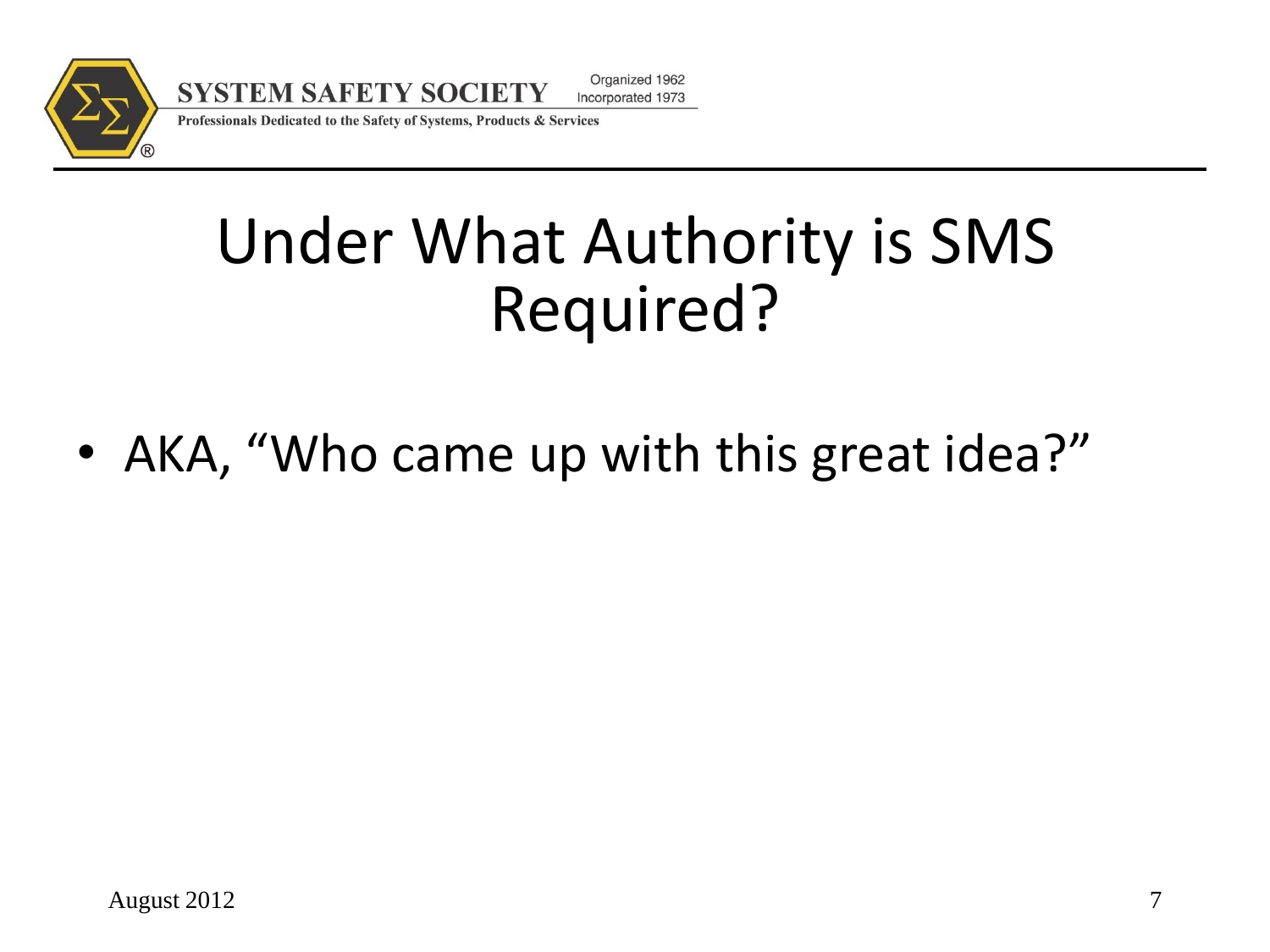# Under What Authority is SMS Required?

- AKA, “Who came up with this great idea?”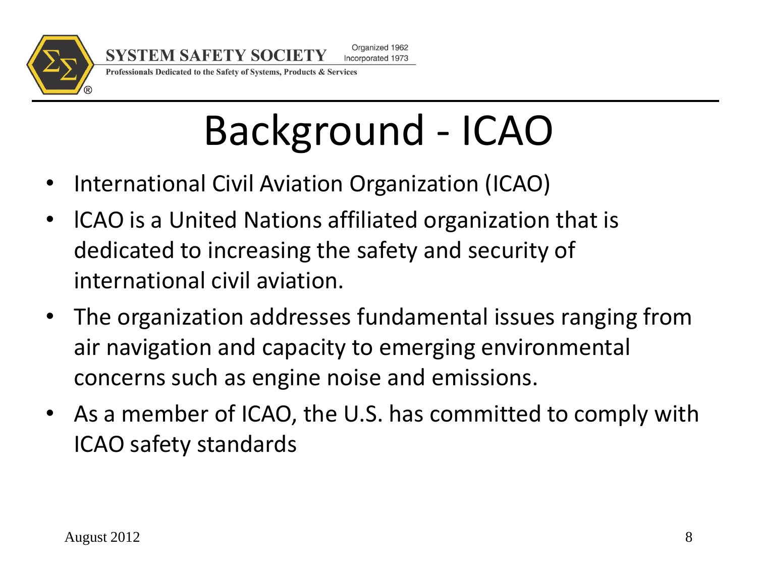# Background - ICAO

- International Civil Aviation Organization (ICAO)
- ICAO is a United Nations affiliated organization that is dedicated to increasing the safety and security of international civil aviation.
- The organization addresses fundamental issues ranging from air navigation and capacity to emerging environmental concerns such as engine noise and emissions.
- As a member of ICAO, the U.S. has committed to comply with ICAO safety standards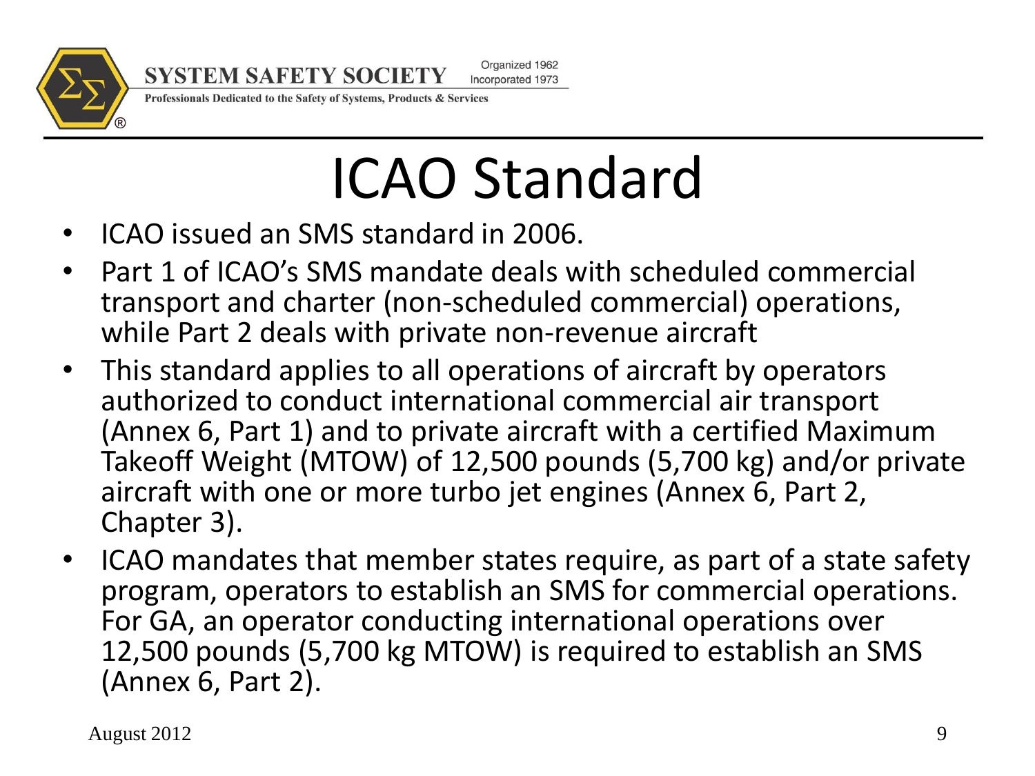# ICAO Standard

- ICAO issued an SMS standard in 2006.
- Part 1 of ICAO's SMS mandate deals with scheduled commercial transport and charter (non-scheduled commercial) operations, while Part 2 deals with private non-revenue aircraft
- This standard applies to all operations of aircraft by operators authorized to conduct international commercial air transport (Annex 6, Part 1) and to private aircraft with a certified Maximum Takeoff Weight (MTOW) of 12,500 pounds (5,700 kg) and/or private aircraft with one or more turbo jet engines (Annex 6, Part 2, Chapter 3).
- ICAO mandates that member states require, as part of a state safety program, operators to establish an SMS for commercial operations. For GA, an operator conducting international operations over 12,500 pounds (5,700 kg MTOW) is required to establish an SMS (Annex 6, Part 2).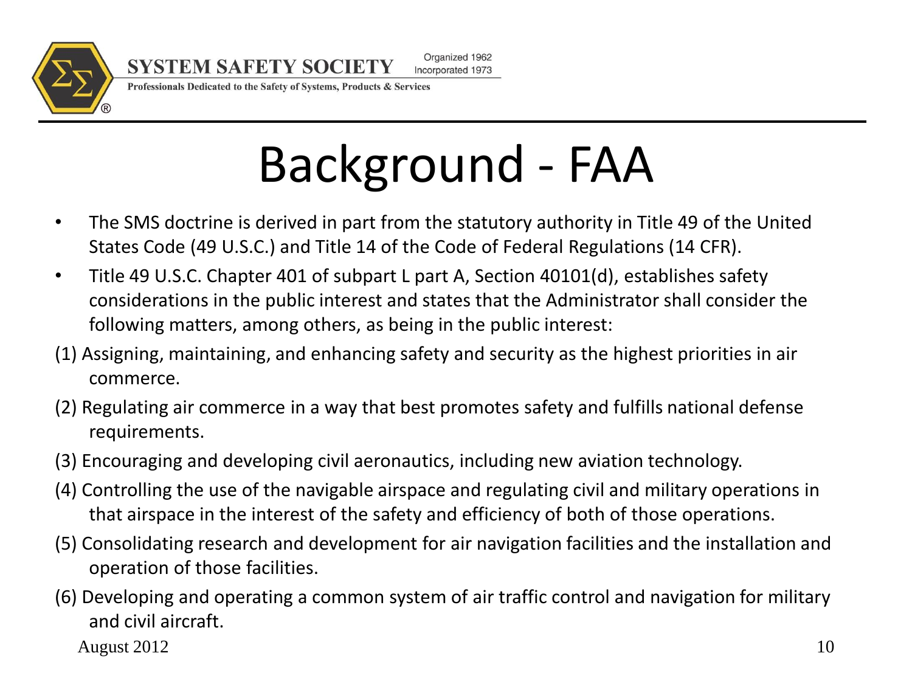# Background - FAA

- The SMS doctrine is derived in part from the statutory authority in Title 49 of the United States Code (49 U.S.C.) and Title 14 of the Code of Federal Regulations (14 CFR).
- Title 49 U.S.C. Chapter 401 of subpart L part A, Section 40101(d), establishes safety considerations in the public interest and states that the Administrator shall consider the following matters, among others, as being in the public interest:

(1) Assigning, maintaining, and enhancing safety and security as the highest priorities in air commerce.

(2) Regulating air commerce in a way that best promotes safety and fulfills national defense requirements.

(3) Encouraging and developing civil aeronautics, including new aviation technology.

(4) Controlling the use of the navigable airspace and regulating civil and military operations in that airspace in the interest of the safety and efficiency of both of those operations.

(5) Consolidating research and development for air navigation facilities and the installation and operation of those facilities.

(6) Developing and operating a common system of air traffic control and navigation for military and civil aircraft.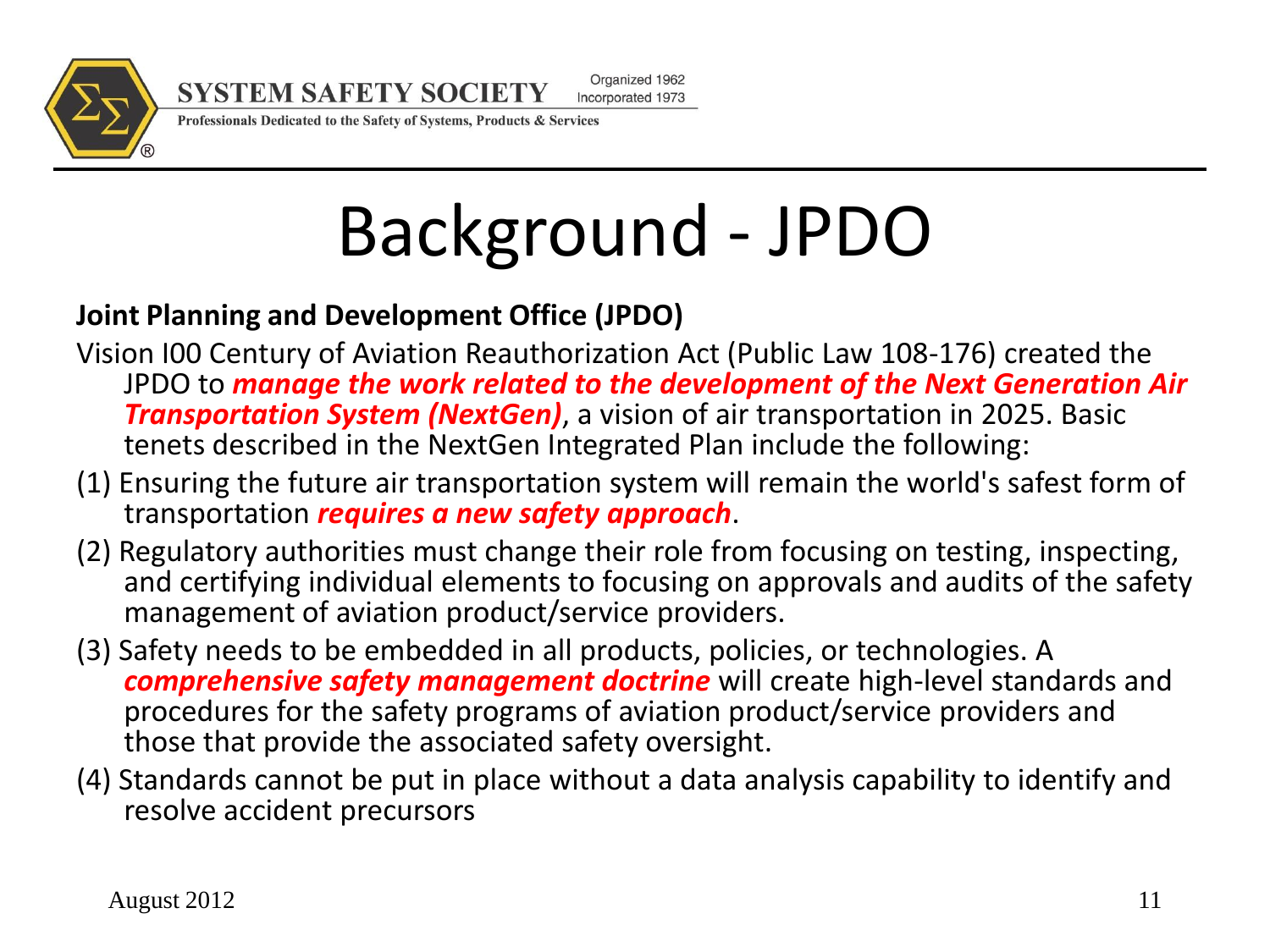# Background - JPDO

**Joint Planning and Development Office (JPDO)**

Vision I00 Century of Aviation Reauthorization Act (Public Law 108-176) created the JPDO to ***manage the work related to the development of the Next Generation Air Transportation System (NextGen)***, a vision of air transportation in 2025. Basic tenets described in the NextGen Integrated Plan include the following:

(1) Ensuring the future air transportation system will remain the world's safest form of transportation ***requires a new safety approach***.

(2) Regulatory authorities must change their role from focusing on testing, inspecting, and certifying individual elements to focusing on approvals and audits of the safety management of aviation product/service providers.

(3) Safety needs to be embedded in all products, policies, or technologies. A ***comprehensive safety management doctrine*** will create high-level standards and procedures for the safety programs of aviation product/service providers and those that provide the associated safety oversight.

(4) Standards cannot be put in place without a data analysis capability to identify and resolve accident precursors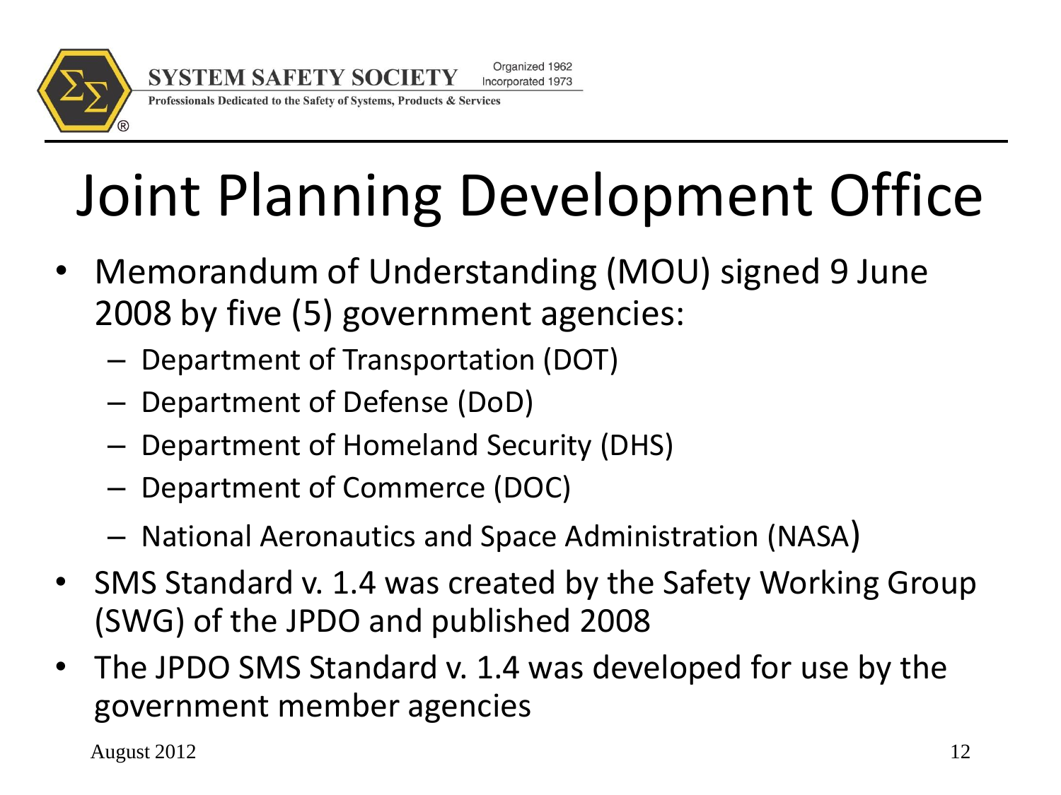# Joint Planning Development Office

- Memorandum of Understanding (MOU) signed 9 June 2008 by five (5) government agencies:
  - Department of Transportation (DOT)
  - Department of Defense (DoD)
  - Department of Homeland Security (DHS)
  - Department of Commerce (DOC)
  - National Aeronautics and Space Administration (NASA)
- SMS Standard v. 1.4 was created by the Safety Working Group (SWG) of the JPDO and published 2008
- The JPDO SMS Standard v. 1.4 was developed for use by the government member agencies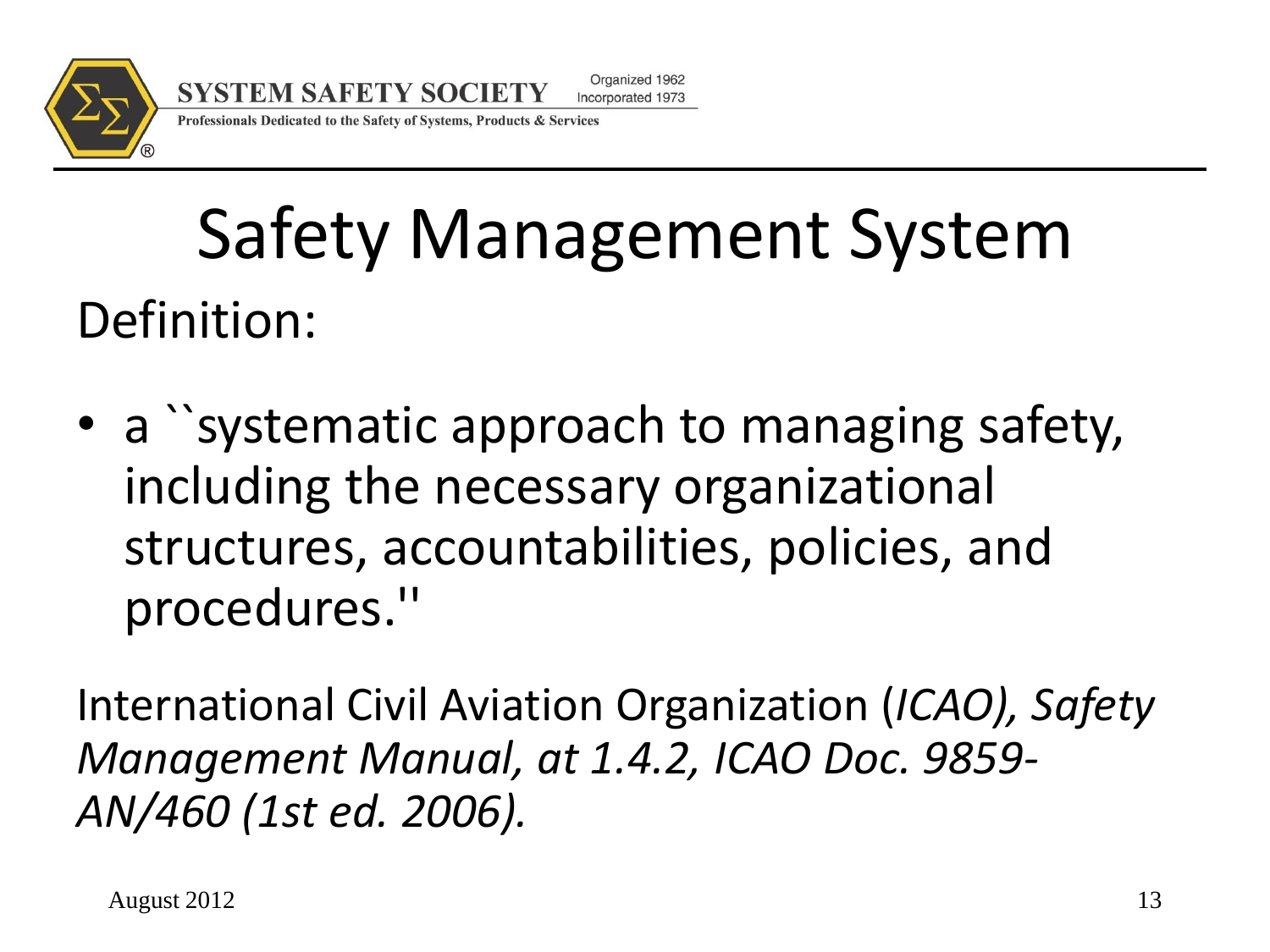# Safety Management System

Definition:

- a ``systematic approach to managing safety, including the necessary organizational structures, accountabilities, policies, and procedures.''

International Civil Aviation Organization (*ICAO), Safety Management Manual, at 1.4.2, ICAO Doc. 9859-AN/460 (1st ed. 2006).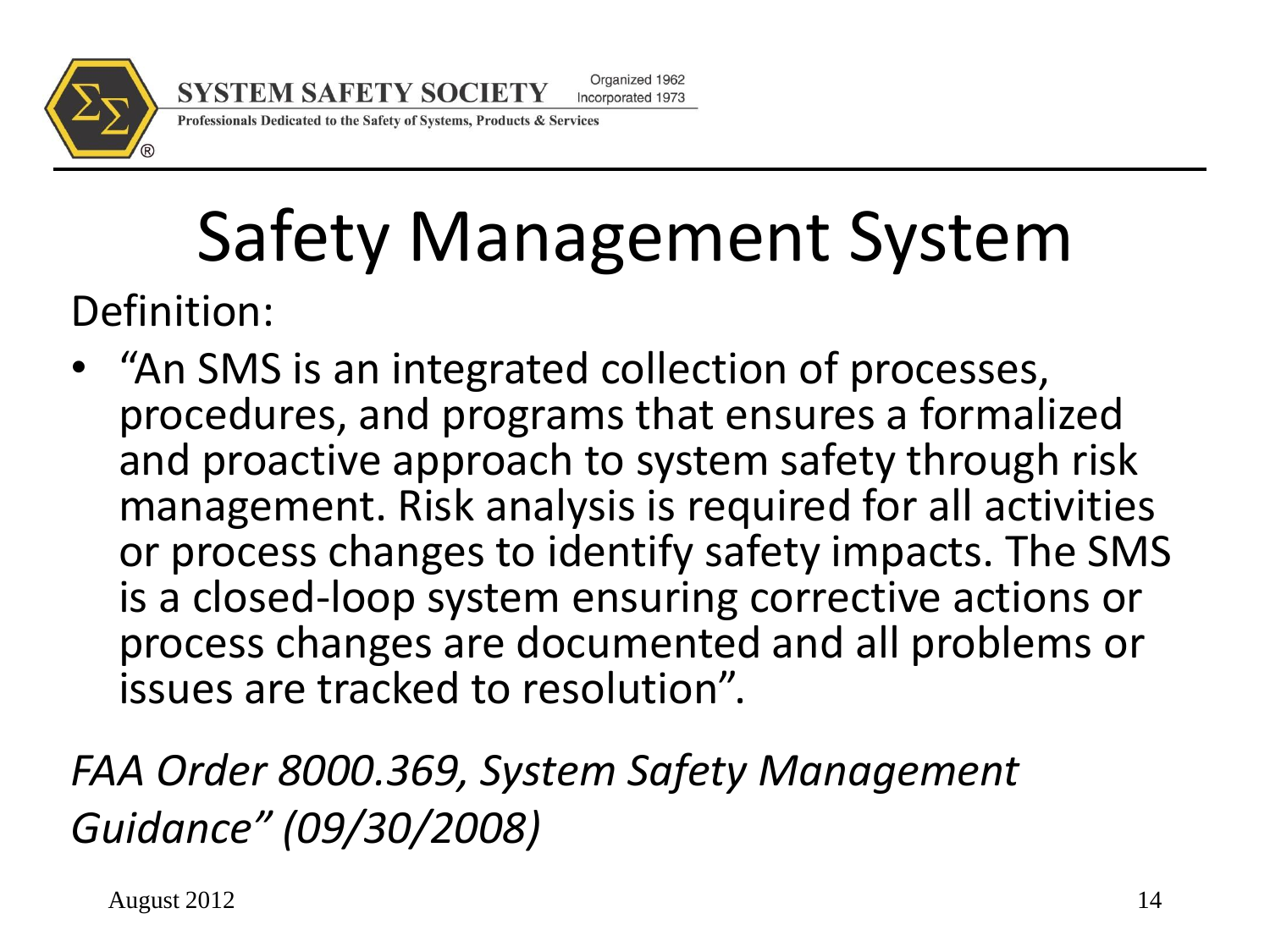# Safety Management System

Definition:

- "An SMS is an integrated collection of processes, procedures, and programs that ensures a formalized and proactive approach to system safety through risk management. Risk analysis is required for all activities or process changes to identify safety impacts. The SMS is a closed-loop system ensuring corrective actions or process changes are documented and all problems or issues are tracked to resolution".

*FAA Order 8000.369, System Safety Management Guidance" (09/30/2008)*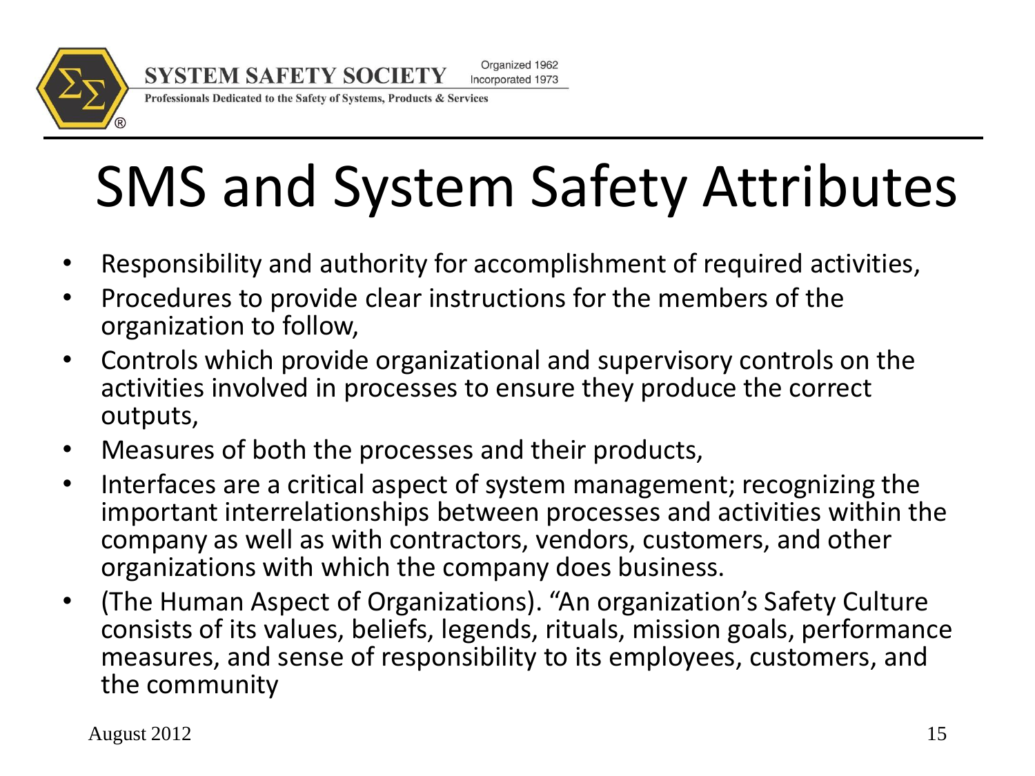# SMS and System Safety Attributes

- Responsibility and authority for accomplishment of required activities,
- Procedures to provide clear instructions for the members of the organization to follow,
- Controls which provide organizational and supervisory controls on the activities involved in processes to ensure they produce the correct outputs,
- Measures of both the processes and their products,
- Interfaces are a critical aspect of system management; recognizing the important interrelationships between processes and activities within the company as well as with contractors, vendors, customers, and other organizations with which the company does business.
- (The Human Aspect of Organizations). "An organization's Safety Culture consists of its values, beliefs, legends, rituals, mission goals, performance measures, and sense of responsibility to its employees, customers, and the community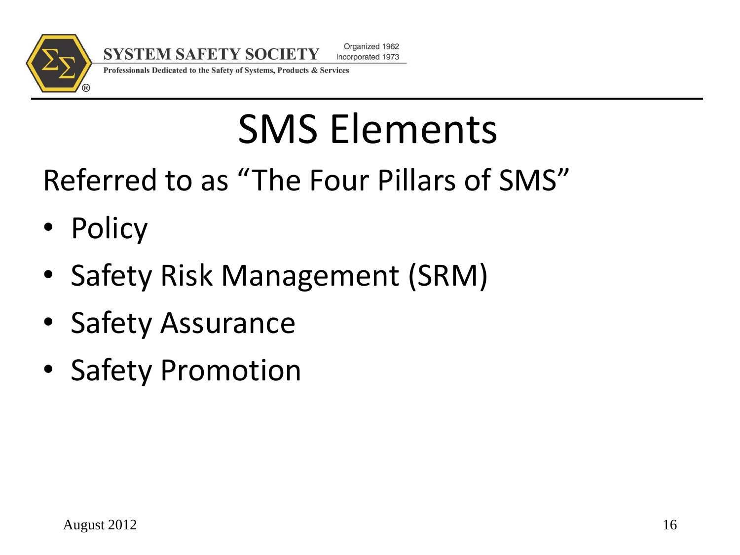# SMS Elements

Referred to as "The Four Pillars of SMS"

- Policy
- Safety Risk Management (SRM)
- Safety Assurance
- Safety Promotion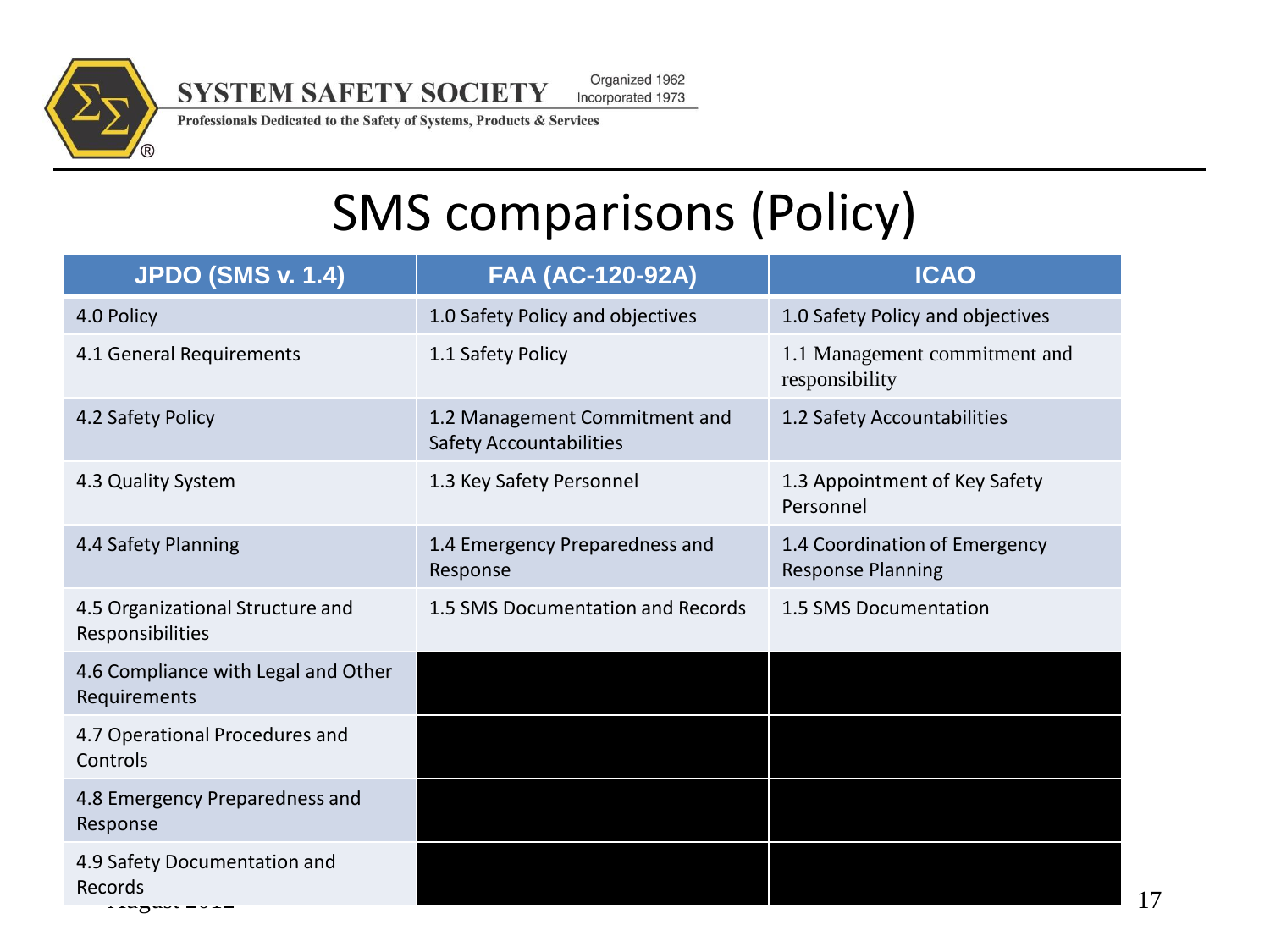# SMS comparisons (Policy)

| JPDO (SMS v. 1.4) | FAA (AC-120-92A) | ICAO |
| --- | --- | --- |
| 4.0 Policy | 1.0 Safety Policy and objectives | 1.0 Safety Policy and objectives |
| 4.1 General Requirements | 1.1 Safety Policy | 1.1 Management commitment and responsibility |
| 4.2 Safety Policy | 1.2 Management Commitment and Safety Accountabilities | 1.2 Safety Accountabilities |
| 4.3 Quality System | 1.3 Key Safety Personnel | 1.3 Appointment of Key Safety Personnel |
| 4.4 Safety Planning | 1.4 Emergency Preparedness and Response | 1.4 Coordination of Emergency Response Planning |
| 4.5 Organizational Structure and Responsibilities | 1.5 SMS Documentation and Records | 1.5 SMS Documentation |
| 4.6 Compliance with Legal and Other Requirements | | |
| 4.7 Operational Procedures and Controls | | |
| 4.8 Emergency Preparedness and Response | | |
| 4.9 Safety Documentation and Records | | |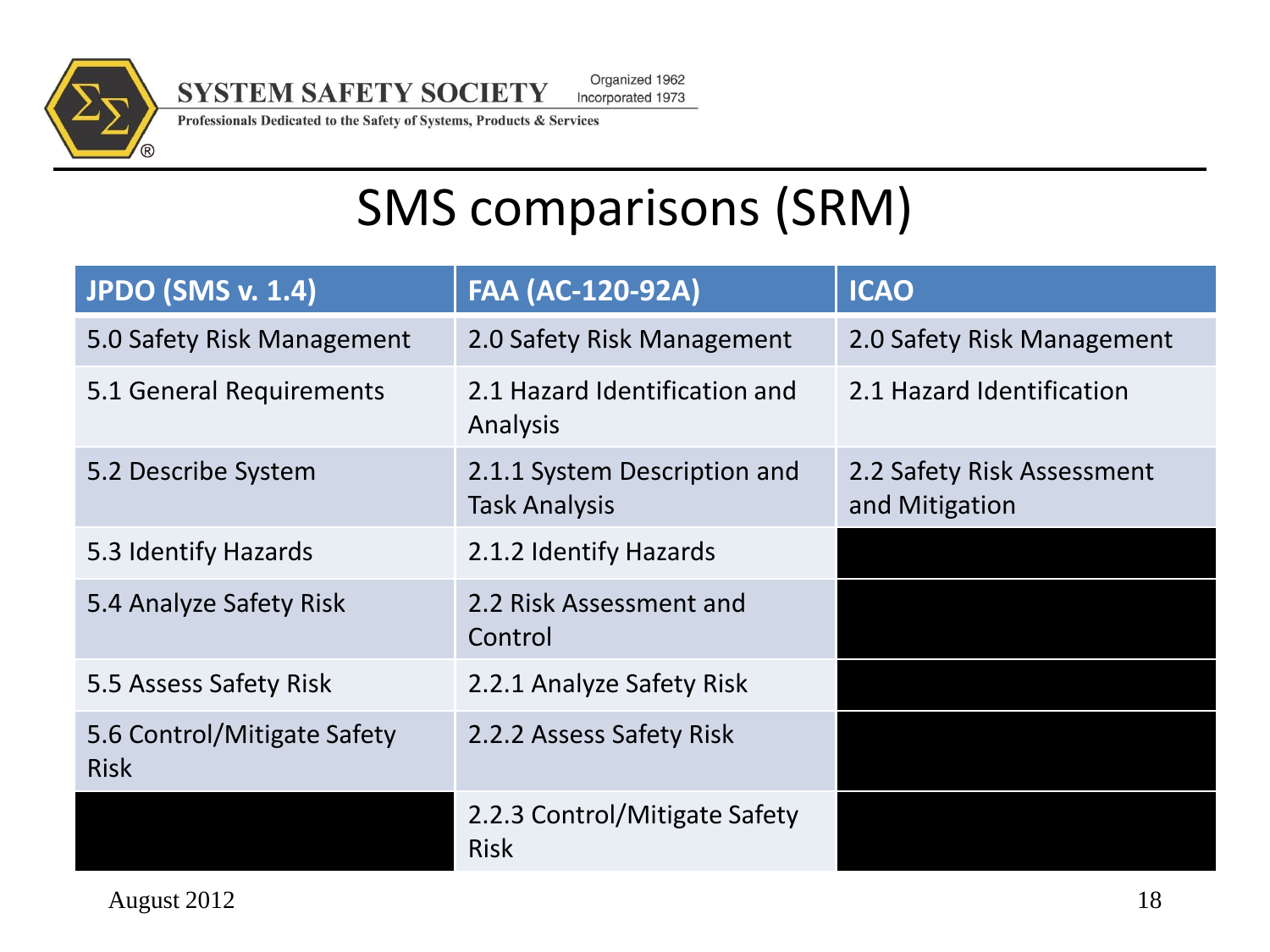# SMS comparisons (SRM)

| JPDO (SMS v. 1.4) | FAA (AC-120-92A) | ICAO |
|---|---|---|
| 5.0 Safety Risk Management | 2.0 Safety Risk Management | 2.0 Safety Risk Management |
| 5.1 General Requirements | 2.1 Hazard Identification and Analysis | 2.1 Hazard Identification |
| 5.2 Describe System | 2.1.1 System Description and Task Analysis | 2.2 Safety Risk Assessment and Mitigation |
| 5.3 Identify Hazards | 2.1.2 Identify Hazards | |
| 5.4 Analyze Safety Risk | 2.2 Risk Assessment and Control | |
| 5.5 Assess Safety Risk | 2.2.1 Analyze Safety Risk | |
| 5.6 Control/Mitigate Safety Risk | 2.2.2 Assess Safety Risk | |
| | 2.2.3 Control/Mitigate Safety Risk | |

August 2012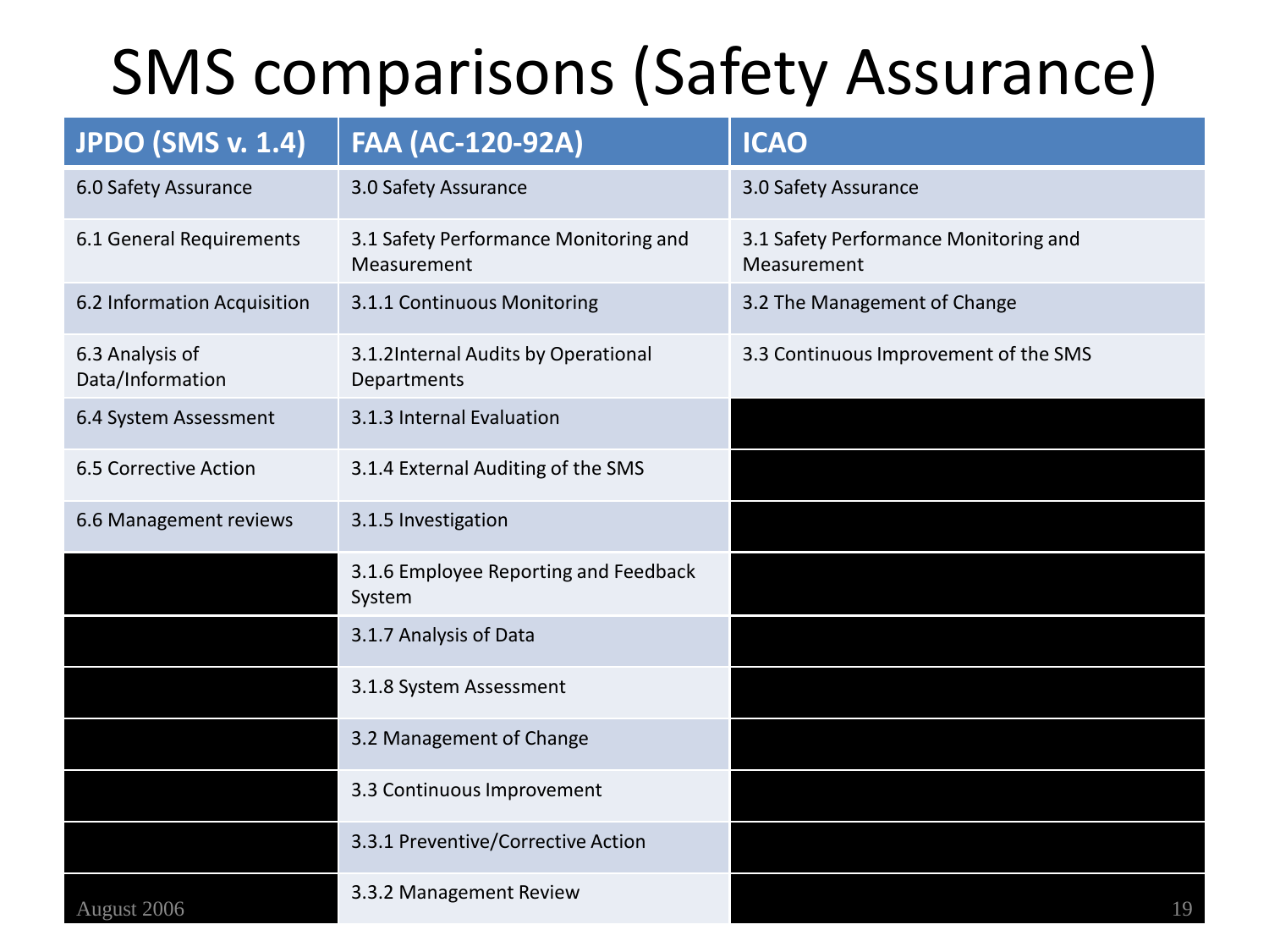# SMS comparisons (Safety Assurance)

| JPDO (SMS v. 1.4) | FAA (AC-120-92A) | ICAO |
|---|---|---|
| 6.0 Safety Assurance | 3.0 Safety Assurance | 3.0 Safety Assurance |
| 6.1 General Requirements | 3.1 Safety Performance Monitoring and Measurement | 3.1 Safety Performance Monitoring and Measurement |
| 6.2 Information Acquisition | 3.1.1 Continuous Monitoring | 3.2 The Management of Change |
| 6.3 Analysis of Data/Information | 3.1.2Internal Audits by Operational Departments | 3.3 Continuous Improvement of the SMS |
| 6.4 System Assessment | 3.1.3 Internal Evaluation | |
| 6.5 Corrective Action | 3.1.4 External Auditing of the SMS | |
| 6.6 Management reviews | 3.1.5 Investigation | |
| | 3.1.6 Employee Reporting and Feedback System | |
| | 3.1.7 Analysis of Data | |
| | 3.1.8 System Assessment | |
| | 3.2 Management of Change | |
| | 3.3 Continuous Improvement | |
| | 3.3.1 Preventive/Corrective Action | |
| | 3.3.2 Management Review | |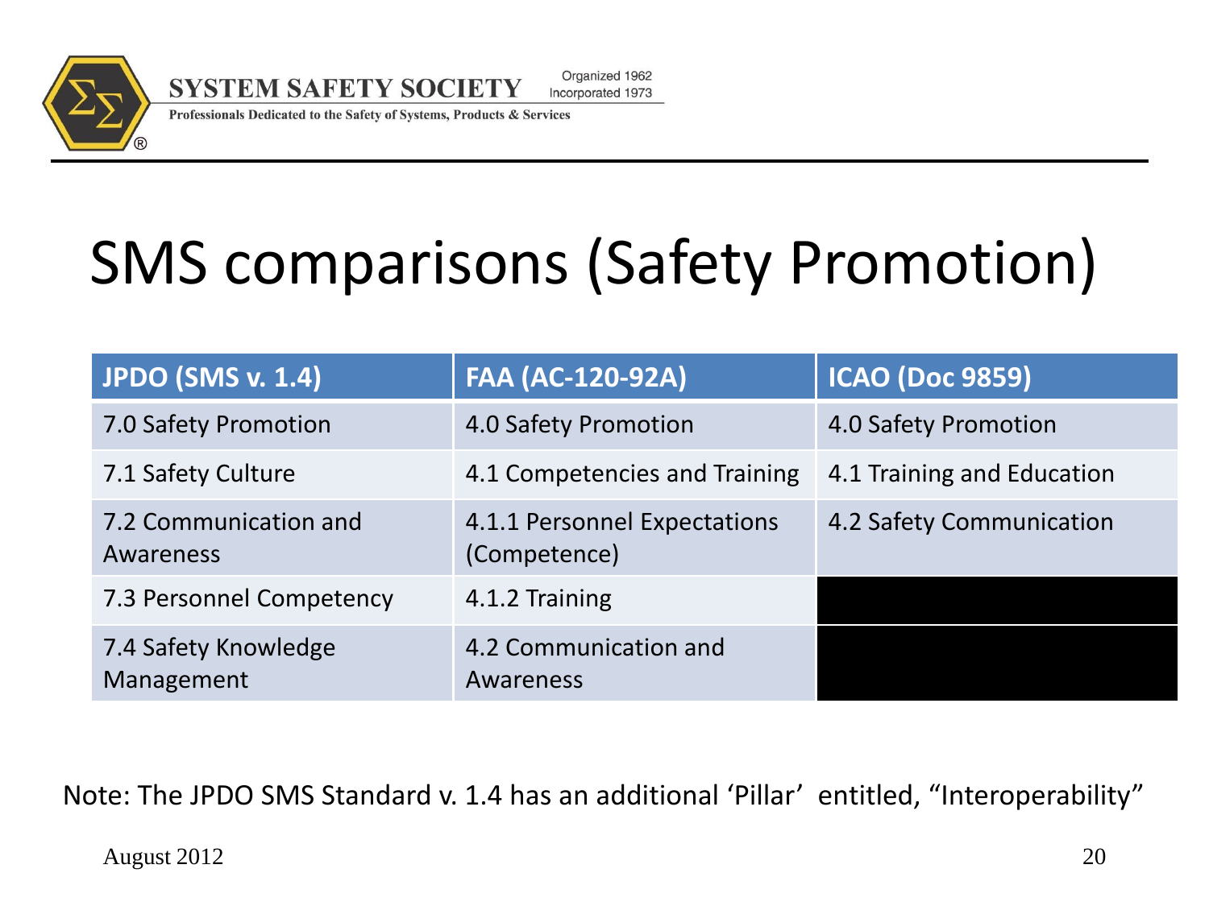# SMS comparisons (Safety Promotion)

| JPDO (SMS v. 1.4) | FAA (AC-120-92A) | ICAO (Doc 9859) |
|---|---|---|
| 7.0 Safety Promotion | 4.0 Safety Promotion | 4.0 Safety Promotion |
| 7.1 Safety Culture | 4.1 Competencies and Training | 4.1 Training and Education |
| 7.2 Communication and Awareness | 4.1.1 Personnel Expectations (Competence) | 4.2 Safety Communication |
| 7.3 Personnel Competency | 4.1.2 Training | |
| 7.4 Safety Knowledge Management | 4.2 Communication and Awareness | |

Note: The JPDO SMS Standard v. 1.4 has an additional 'Pillar' entitled, "Interoperability"

August 2012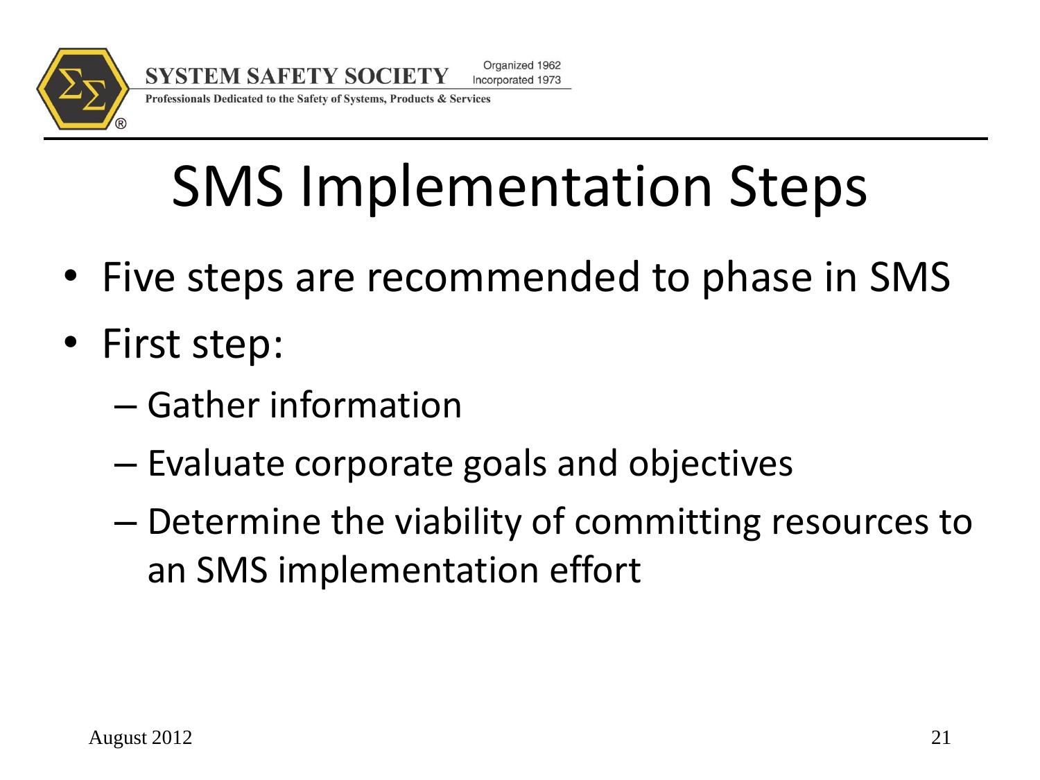# SMS Implementation Steps

- Five steps are recommended to phase in SMS
- First step:
  - Gather information
  - Evaluate corporate goals and objectives
  - Determine the viability of committing resources to an SMS implementation effort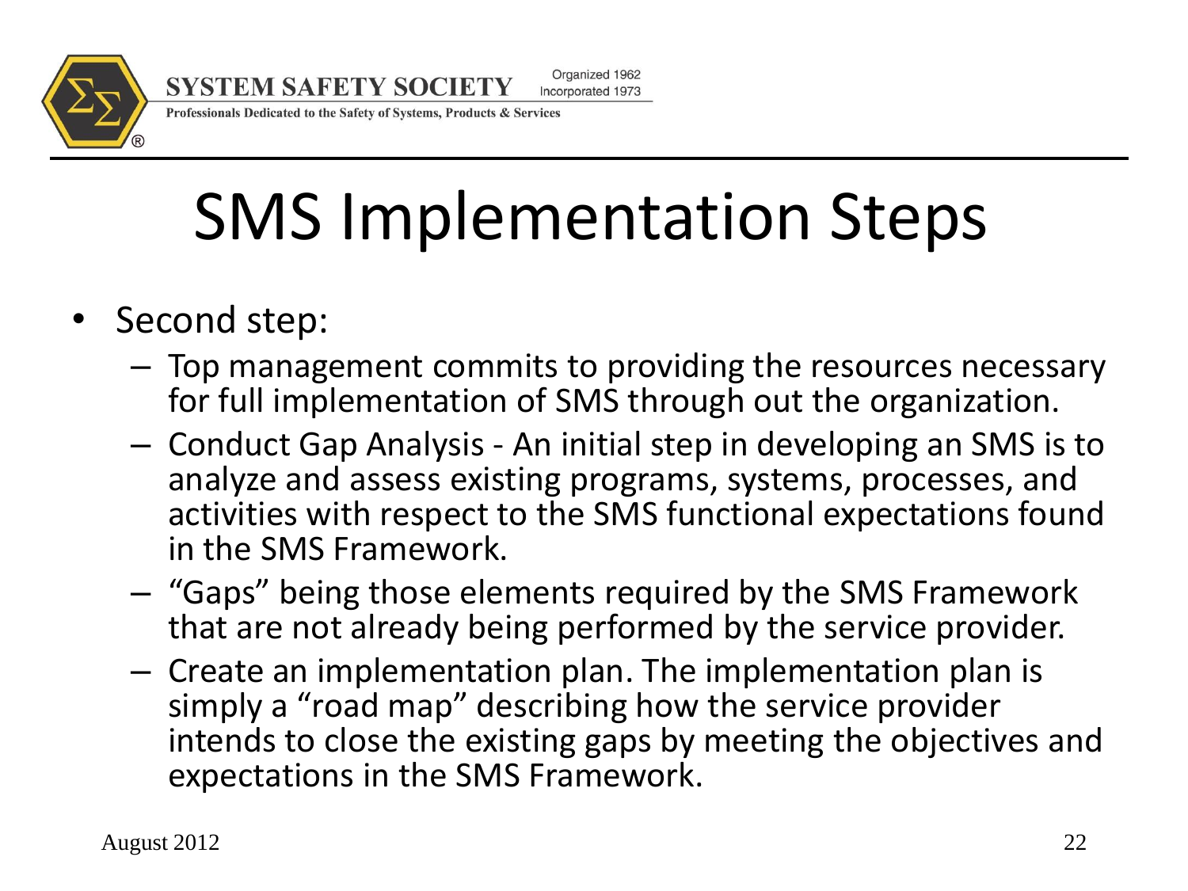# SMS Implementation Steps

- Second step:
  - Top management commits to providing the resources necessary for full implementation of SMS through out the organization.
  - Conduct Gap Analysis - An initial step in developing an SMS is to analyze and assess existing programs, systems, processes, and activities with respect to the SMS functional expectations found in the SMS Framework.
  - "Gaps" being those elements required by the SMS Framework that are not already being performed by the service provider.
  - Create an implementation plan. The implementation plan is simply a "road map" describing how the service provider intends to close the existing gaps by meeting the objectives and expectations in the SMS Framework.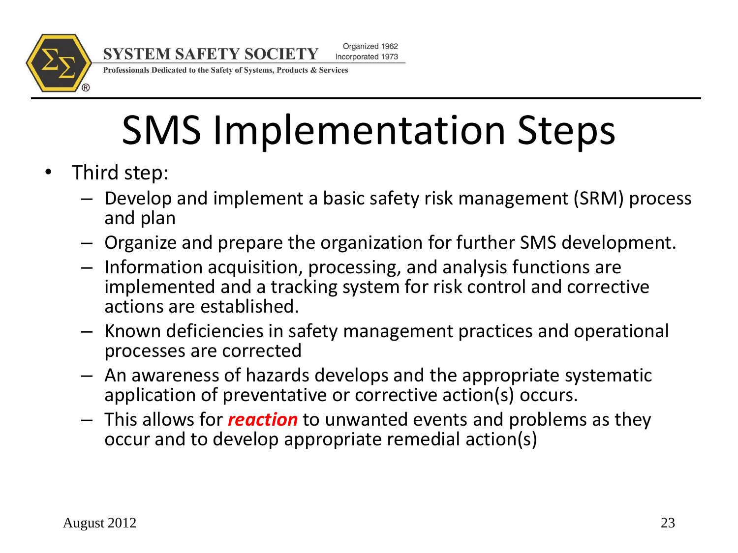# SMS Implementation Steps

- Third step:
  - Develop and implement a basic safety risk management (SRM) process and plan
  - Organize and prepare the organization for further SMS development.
  - Information acquisition, processing, and analysis functions are implemented and a tracking system for risk control and corrective actions are established.
  - Known deficiencies in safety management practices and operational processes are corrected
  - An awareness of hazards develops and the appropriate systematic application of preventative or corrective action(s) occurs.
  - This allows for ***reaction*** to unwanted events and problems as they occur and to develop appropriate remedial action(s)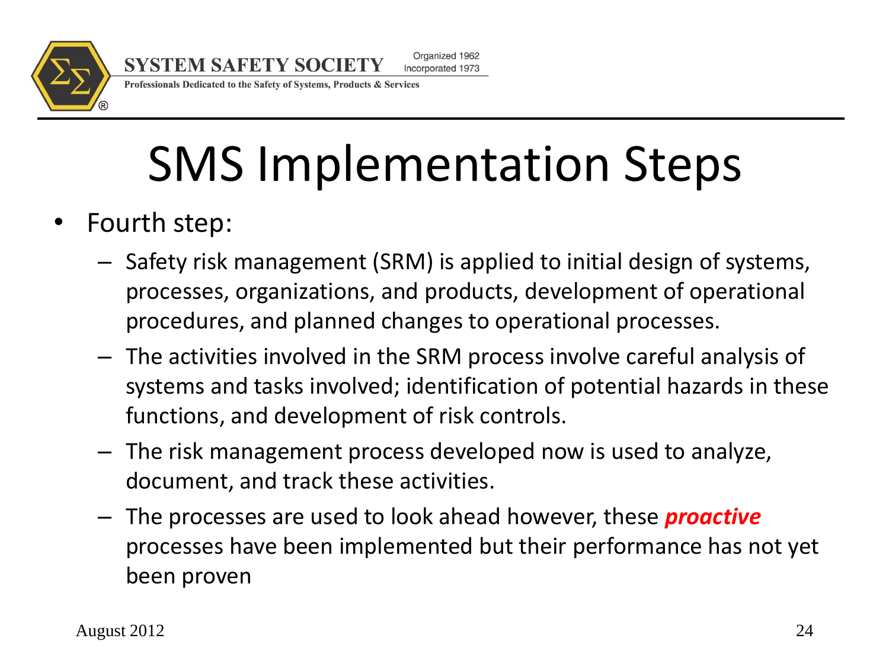# SMS Implementation Steps

- Fourth step:
  - Safety risk management (SRM) is applied to initial design of systems, processes, organizations, and products, development of operational procedures, and planned changes to operational processes.
  - The activities involved in the SRM process involve careful analysis of systems and tasks involved; identification of potential hazards in these functions, and development of risk controls.
  - The risk management process developed now is used to analyze, document, and track these activities.
  - The processes are used to look ahead however, these ***proactive*** processes have been implemented but their performance has not yet been proven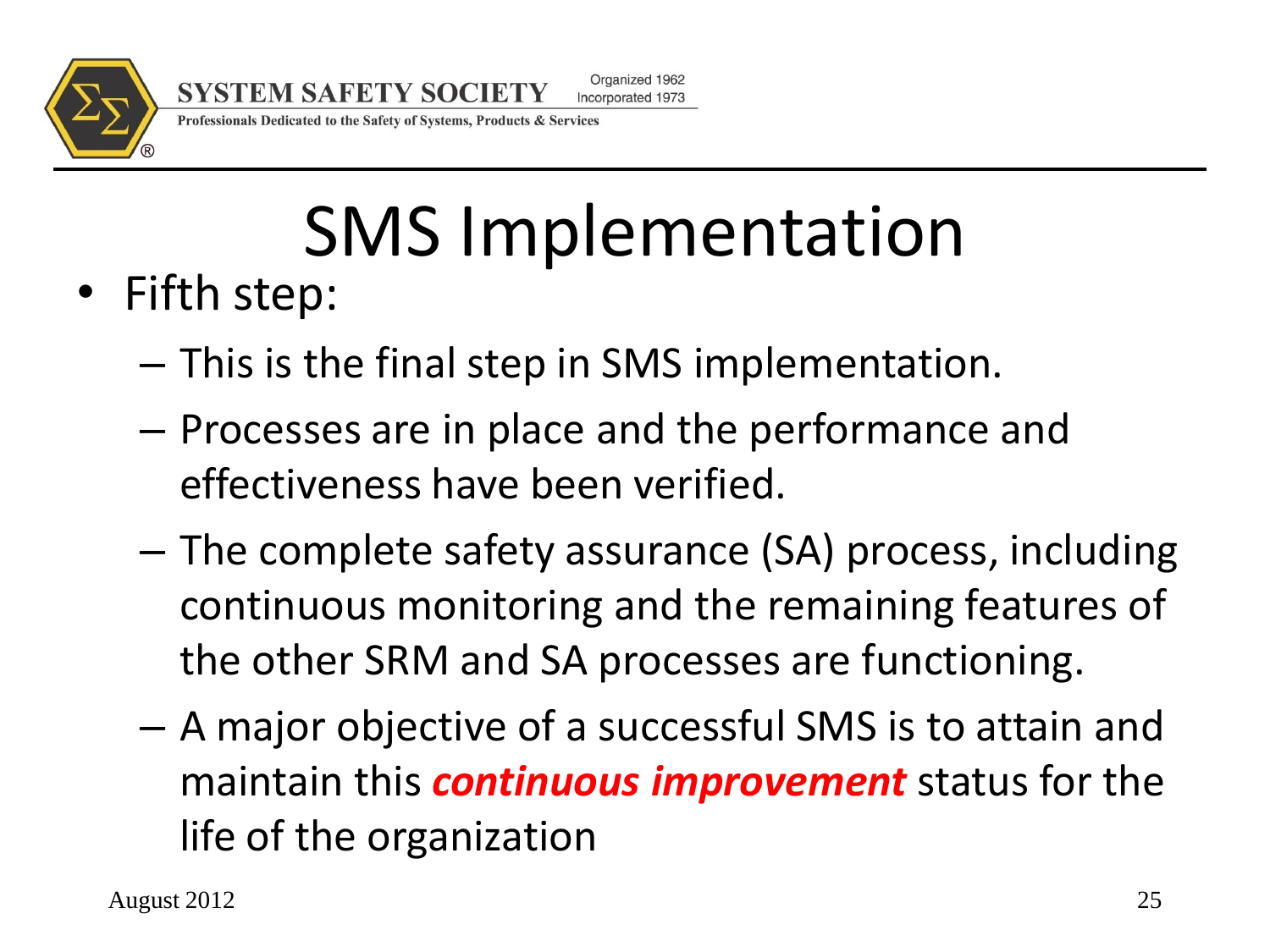# SMS Implementation

- Fifth step:
  - This is the final step in SMS implementation.
  - Processes are in place and the performance and effectiveness have been verified.
  - The complete safety assurance (SA) process, including continuous monitoring and the remaining features of the other SRM and SA processes are functioning.
  - A major objective of a successful SMS is to attain and maintain this ***continuous improvement*** status for the life of the organization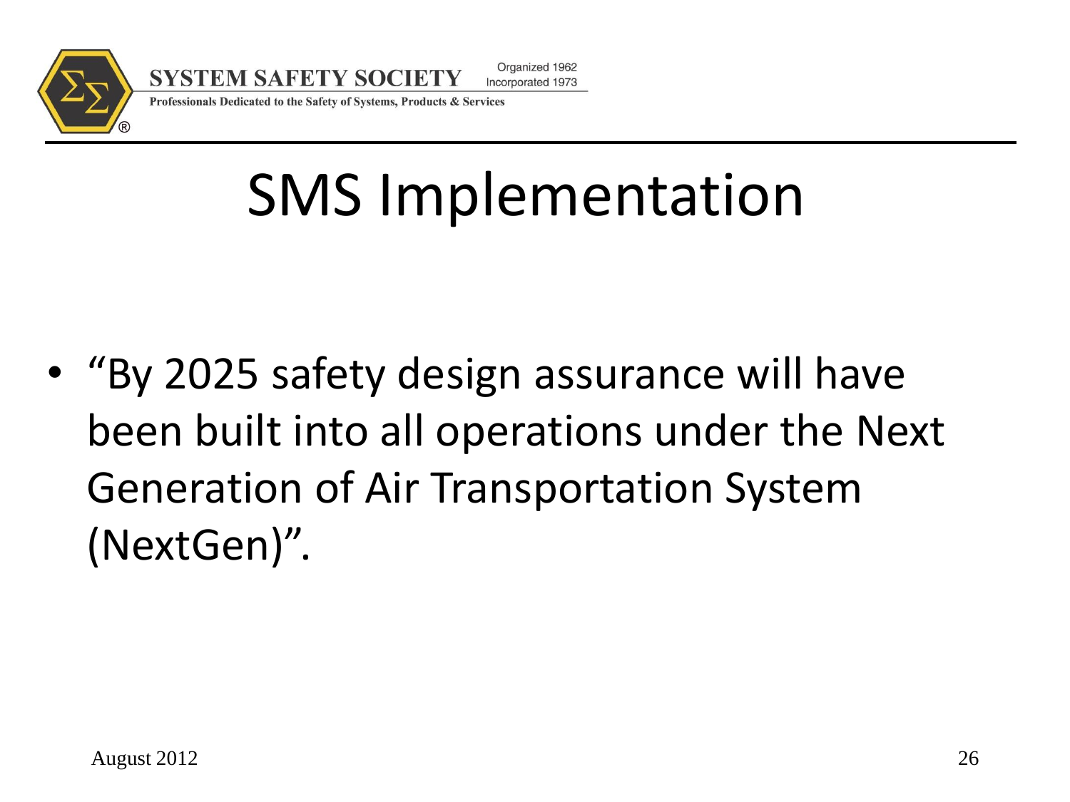# SMS Implementation

- "By 2025 safety design assurance will have been built into all operations under the Next Generation of Air Transportation System (NextGen)".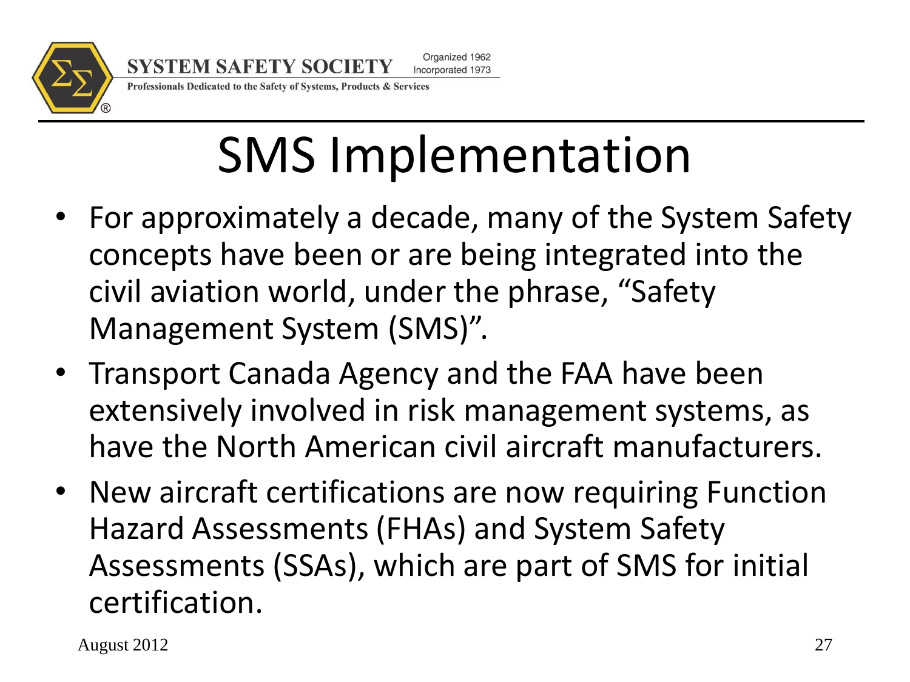# SMS Implementation

- For approximately a decade, many of the System Safety concepts have been or are being integrated into the civil aviation world, under the phrase, "Safety Management System (SMS)".
- Transport Canada Agency and the FAA have been extensively involved in risk management systems, as have the North American civil aircraft manufacturers.
- New aircraft certifications are now requiring Function Hazard Assessments (FHAs) and System Safety Assessments (SSAs), which are part of SMS for initial certification.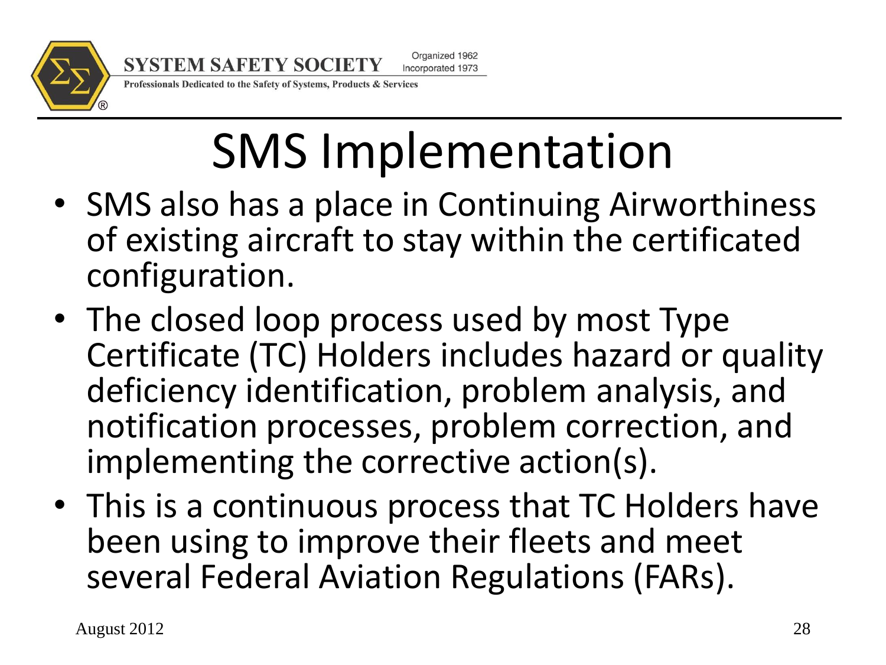# SMS Implementation

- SMS also has a place in Continuing Airworthiness of existing aircraft to stay within the certificated configuration.
- The closed loop process used by most Type Certificate (TC) Holders includes hazard or quality deficiency identification, problem analysis, and notification processes, problem correction, and implementing the corrective action(s).
- This is a continuous process that TC Holders have been using to improve their fleets and meet several Federal Aviation Regulations (FARs).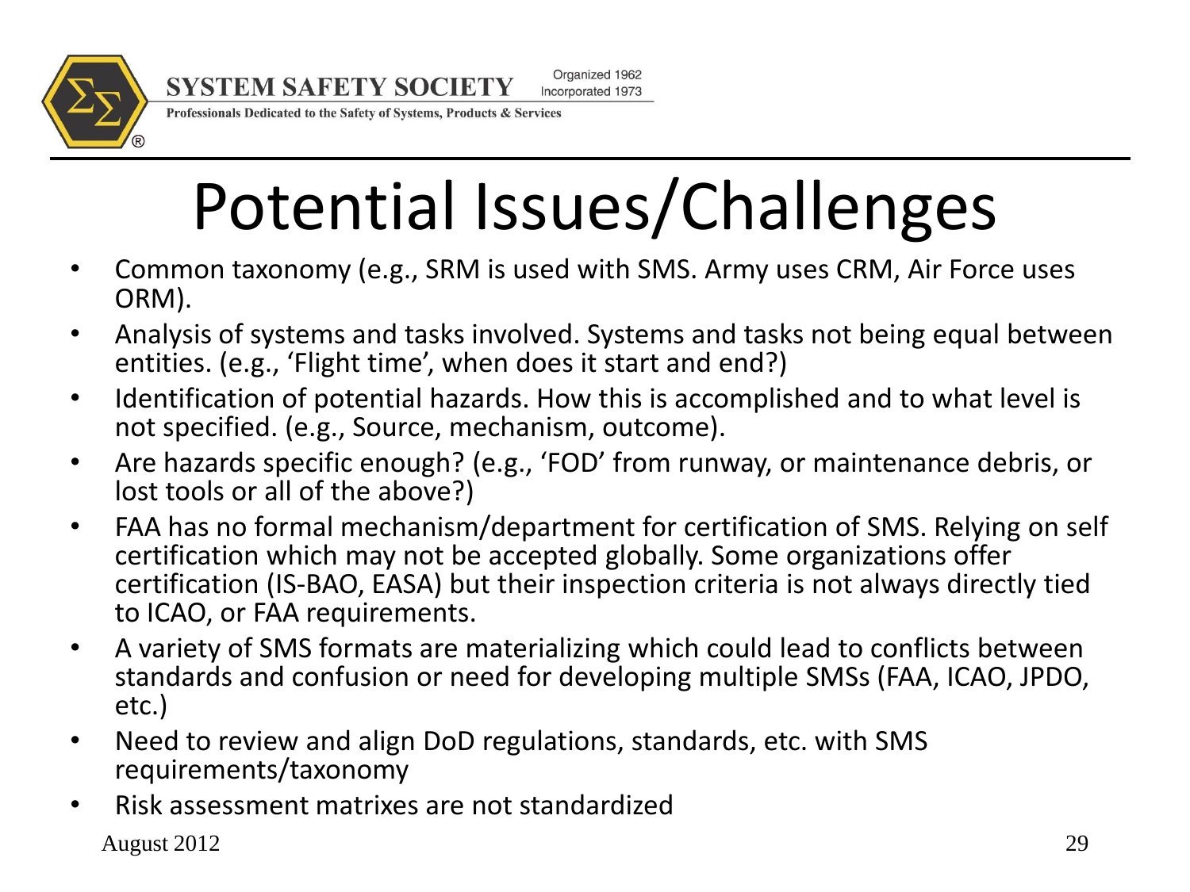# Potential Issues/Challenges

- Common taxonomy (e.g., SRM is used with SMS. Army uses CRM, Air Force uses ORM).
- Analysis of systems and tasks involved. Systems and tasks not being equal between entities. (e.g., 'Flight time', when does it start and end?)
- Identification of potential hazards. How this is accomplished and to what level is not specified. (e.g., Source, mechanism, outcome).
- Are hazards specific enough? (e.g., 'FOD' from runway, or maintenance debris, or lost tools or all of the above?)
- FAA has no formal mechanism/department for certification of SMS. Relying on self certification which may not be accepted globally. Some organizations offer certification (IS-BAO, EASA) but their inspection criteria is not always directly tied to ICAO, or FAA requirements.
- A variety of SMS formats are materializing which could lead to conflicts between standards and confusion or need for developing multiple SMSs (FAA, ICAO, JPDO, etc.)
- Need to review and align DoD regulations, standards, etc. with SMS requirements/taxonomy
- Risk assessment matrixes are not standardized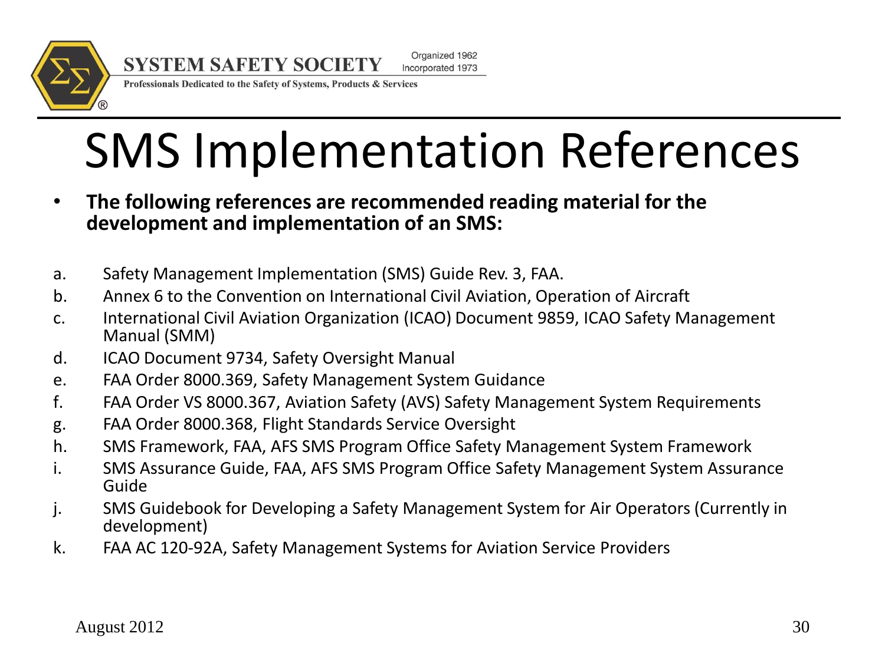# SMS Implementation References

- **The following references are recommended reading material for the development and implementation of an SMS:**

a. Safety Management Implementation (SMS) Guide Rev. 3, FAA.
b. Annex 6 to the Convention on International Civil Aviation, Operation of Aircraft
c. International Civil Aviation Organization (ICAO) Document 9859, ICAO Safety Management Manual (SMM)
d. ICAO Document 9734, Safety Oversight Manual
e. FAA Order 8000.369, Safety Management System Guidance
f. FAA Order VS 8000.367, Aviation Safety (AVS) Safety Management System Requirements
g. FAA Order 8000.368, Flight Standards Service Oversight
h. SMS Framework, FAA, AFS SMS Program Office Safety Management System Framework
i. SMS Assurance Guide, FAA, AFS SMS Program Office Safety Management System Assurance Guide
j. SMS Guidebook for Developing a Safety Management System for Air Operators (Currently in development)
k. FAA AC 120-92A, Safety Management Systems for Aviation Service Providers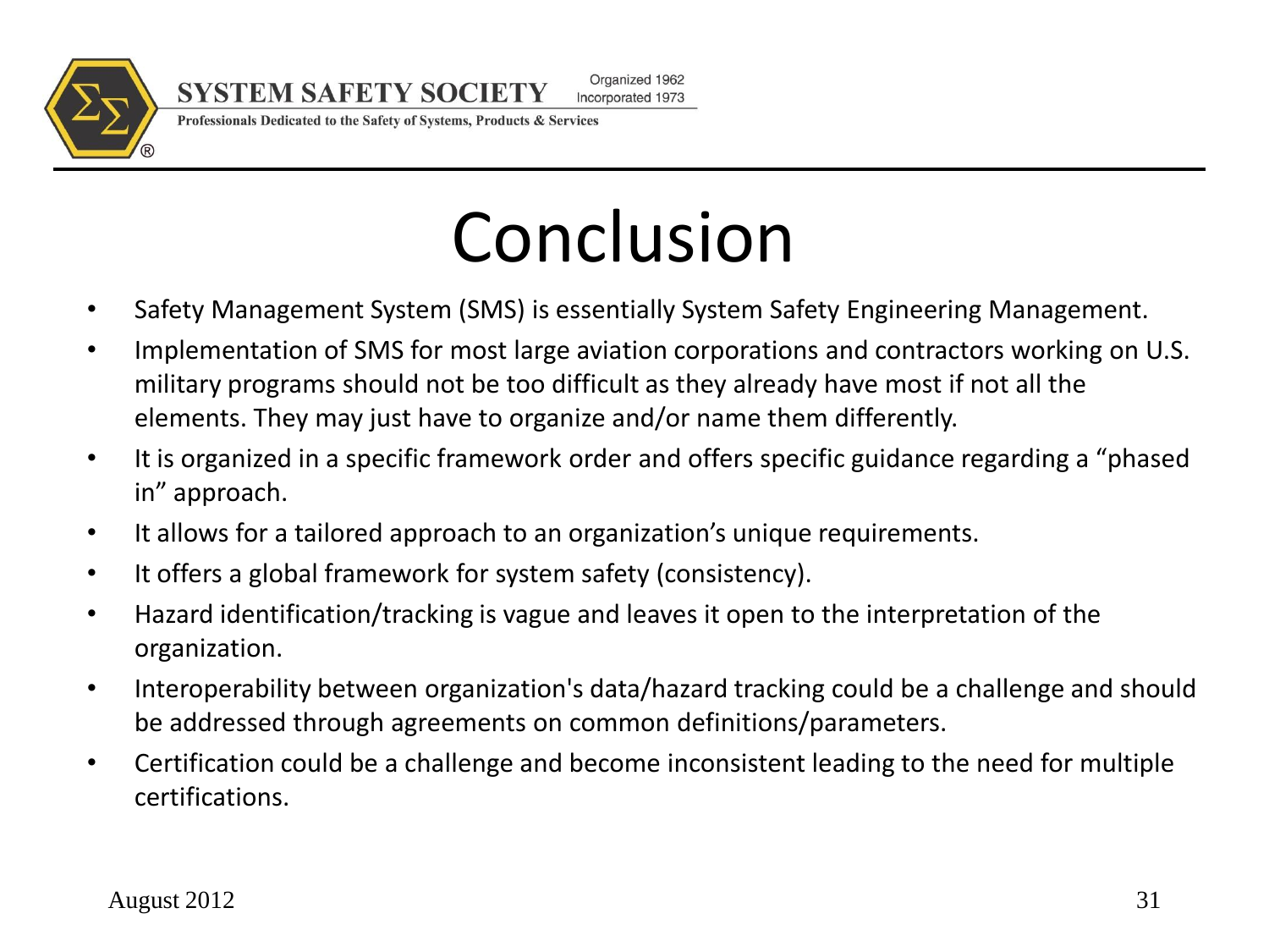# Conclusion

- Safety Management System (SMS) is essentially System Safety Engineering Management.
- Implementation of SMS for most large aviation corporations and contractors working on U.S. military programs should not be too difficult as they already have most if not all the elements. They may just have to organize and/or name them differently.
- It is organized in a specific framework order and offers specific guidance regarding a "phased in" approach.
- It allows for a tailored approach to an organization's unique requirements.
- It offers a global framework for system safety (consistency).
- Hazard identification/tracking is vague and leaves it open to the interpretation of the organization.
- Interoperability between organization's data/hazard tracking could be a challenge and should be addressed through agreements on common definitions/parameters.
- Certification could be a challenge and become inconsistent leading to the need for multiple certifications.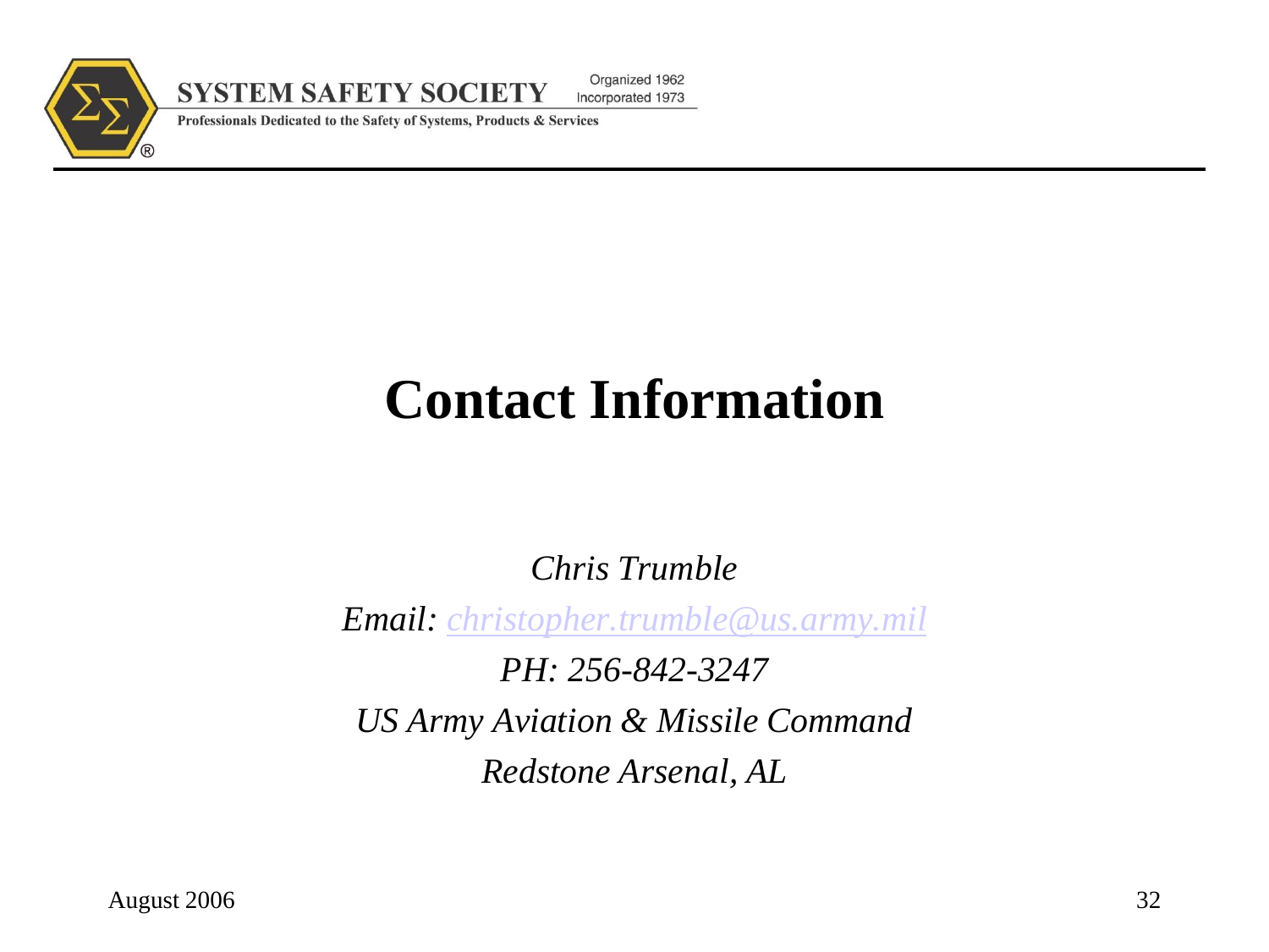# Contact Information

*Chris Trumble*

*Email: christopher.trumble@us.army.mil*

*PH: 256-842-3247*

*US Army Aviation & Missile Command*

*Redstone Arsenal, AL*